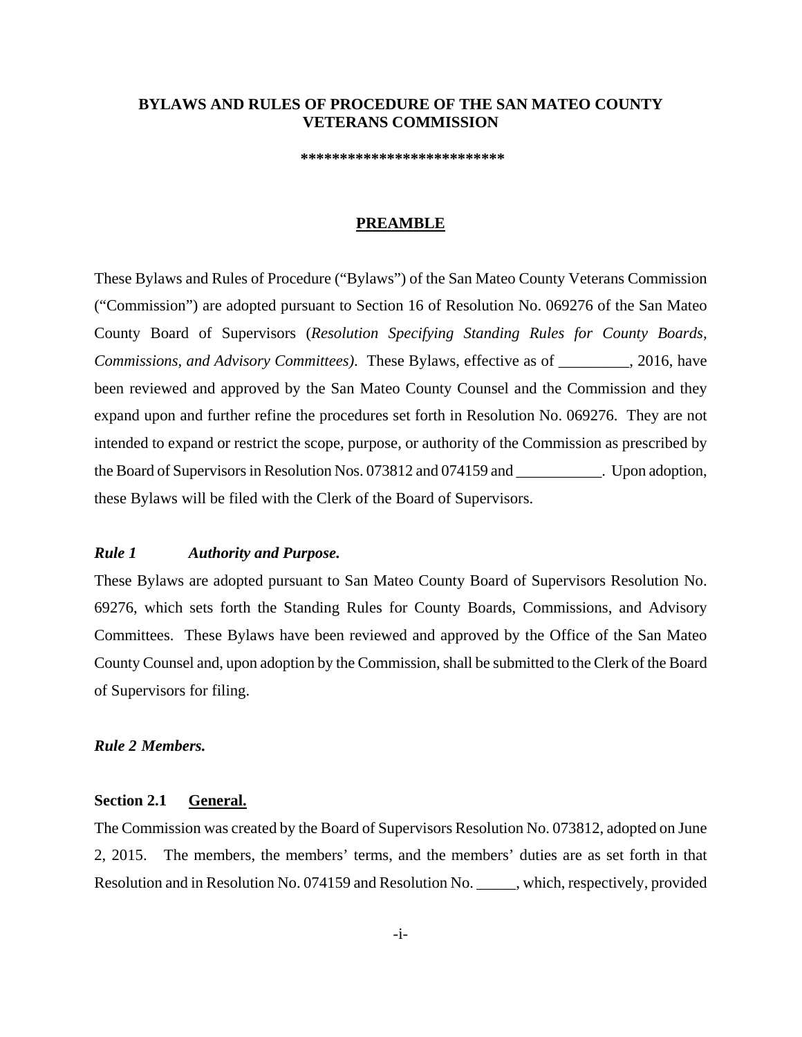# BYLAWS AND RULES OF PROCEDURE OF THE SAN MATEO COUNTY VETERANS COMMISSION

**************************

## PREAMBLE

These Bylaws and Rules of Procedure ("Bylaws") of the San Mateo County Veterans Commission ("Commission") are adopted pursuant to Section 16 of Resolution No. 069276 of the San Mateo County Board of Supervisors (*Resolution Specifying Standing Rules for County Boards, Commissions, and Advisory Committees)*. These Bylaws, effective as of _________, 2016, have been reviewed and approved by the San Mateo County Counsel and the Commission and they expand upon and further refine the procedures set forth in Resolution No. 069276. They are not intended to expand or restrict the scope, purpose, or authority of the Commission as prescribed by the Board of Supervisors in Resolution Nos. 073812 and 074159 and ___________. Upon adoption, these Bylaws will be filed with the Clerk of the Board of Supervisors.

### *Rule 1 Authority and Purpose.*

These Bylaws are adopted pursuant to San Mateo County Board of Supervisors Resolution No. 69276, which sets forth the Standing Rules for County Boards, Commissions, and Advisory Committees. These Bylaws have been reviewed and approved by the Office of the San Mateo County Counsel and, upon adoption by the Commission, shall be submitted to the Clerk of the Board of Supervisors for filing.

### *Rule 2 Members.*

#### Section 2.1 General.

The Commission was created by the Board of Supervisors Resolution No. 073812, adopted on June 2, 2015. The members, the members' terms, and the members' duties are as set forth in that Resolution and in Resolution No. 074159 and Resolution No. _____, which, respectively, provided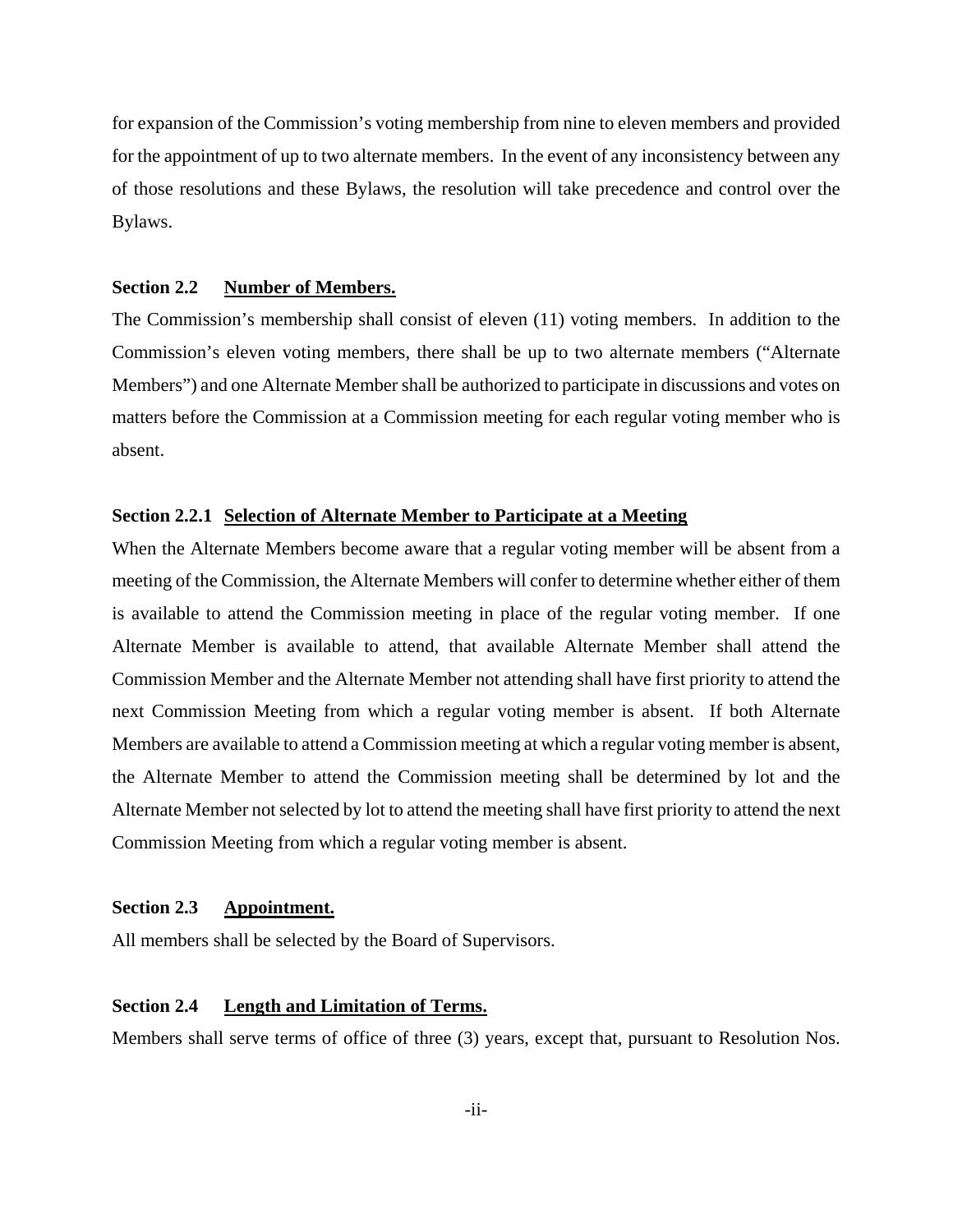for expansion of the Commission's voting membership from nine to eleven members and provided for the appointment of up to two alternate members. In the event of any inconsistency between any of those resolutions and these Bylaws, the resolution will take precedence and control over the Bylaws.

**Section 2.2 <u>Number of Members.</u>**

The Commission's membership shall consist of eleven (11) voting members. In addition to the Commission's eleven voting members, there shall be up to two alternate members ("Alternate Members") and one Alternate Member shall be authorized to participate in discussions and votes on matters before the Commission at a Commission meeting for each regular voting member who is absent.

**Section 2.2.1 <u>Selection of Alternate Member to Participate at a Meeting</u>**

When the Alternate Members become aware that a regular voting member will be absent from a meeting of the Commission, the Alternate Members will confer to determine whether either of them is available to attend the Commission meeting in place of the regular voting member. If one Alternate Member is available to attend, that available Alternate Member shall attend the Commission Member and the Alternate Member not attending shall have first priority to attend the next Commission Meeting from which a regular voting member is absent. If both Alternate Members are available to attend a Commission meeting at which a regular voting member is absent, the Alternate Member to attend the Commission meeting shall be determined by lot and the Alternate Member not selected by lot to attend the meeting shall have first priority to attend the next Commission Meeting from which a regular voting member is absent.

**Section 2.3 <u>Appointment.</u>**

All members shall be selected by the Board of Supervisors.

**Section 2.4 <u>Length and Limitation of Terms.</u>**

Members shall serve terms of office of three (3) years, except that, pursuant to Resolution Nos.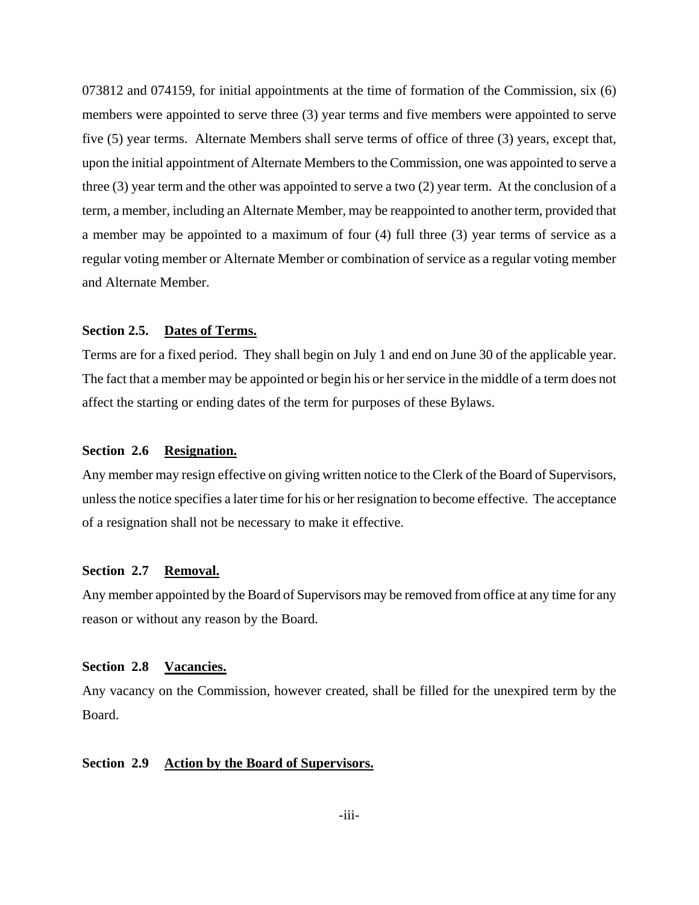073812 and 074159, for initial appointments at the time of formation of the Commission, six (6) members were appointed to serve three (3) year terms and five members were appointed to serve five (5) year terms. Alternate Members shall serve terms of office of three (3) years, except that, upon the initial appointment of Alternate Members to the Commission, one was appointed to serve a three (3) year term and the other was appointed to serve a two (2) year term. At the conclusion of a term, a member, including an Alternate Member, may be reappointed to another term, provided that a member may be appointed to a maximum of four (4) full three (3) year terms of service as a regular voting member or Alternate Member or combination of service as a regular voting member and Alternate Member.

**Section 2.5. <u>Dates of Terms.</u>**

Terms are for a fixed period. They shall begin on July 1 and end on June 30 of the applicable year. The fact that a member may be appointed or begin his or her service in the middle of a term does not affect the starting or ending dates of the term for purposes of these Bylaws.

**Section 2.6 <u>Resignation.</u>**

Any member may resign effective on giving written notice to the Clerk of the Board of Supervisors, unless the notice specifies a later time for his or her resignation to become effective. The acceptance of a resignation shall not be necessary to make it effective.

**Section 2.7 <u>Removal.</u>**

Any member appointed by the Board of Supervisors may be removed from office at any time for any reason or without any reason by the Board.

**Section 2.8 <u>Vacancies.</u>**

Any vacancy on the Commission, however created, shall be filled for the unexpired term by the Board.

**Section 2.9 <u>Action by the Board of Supervisors.</u>**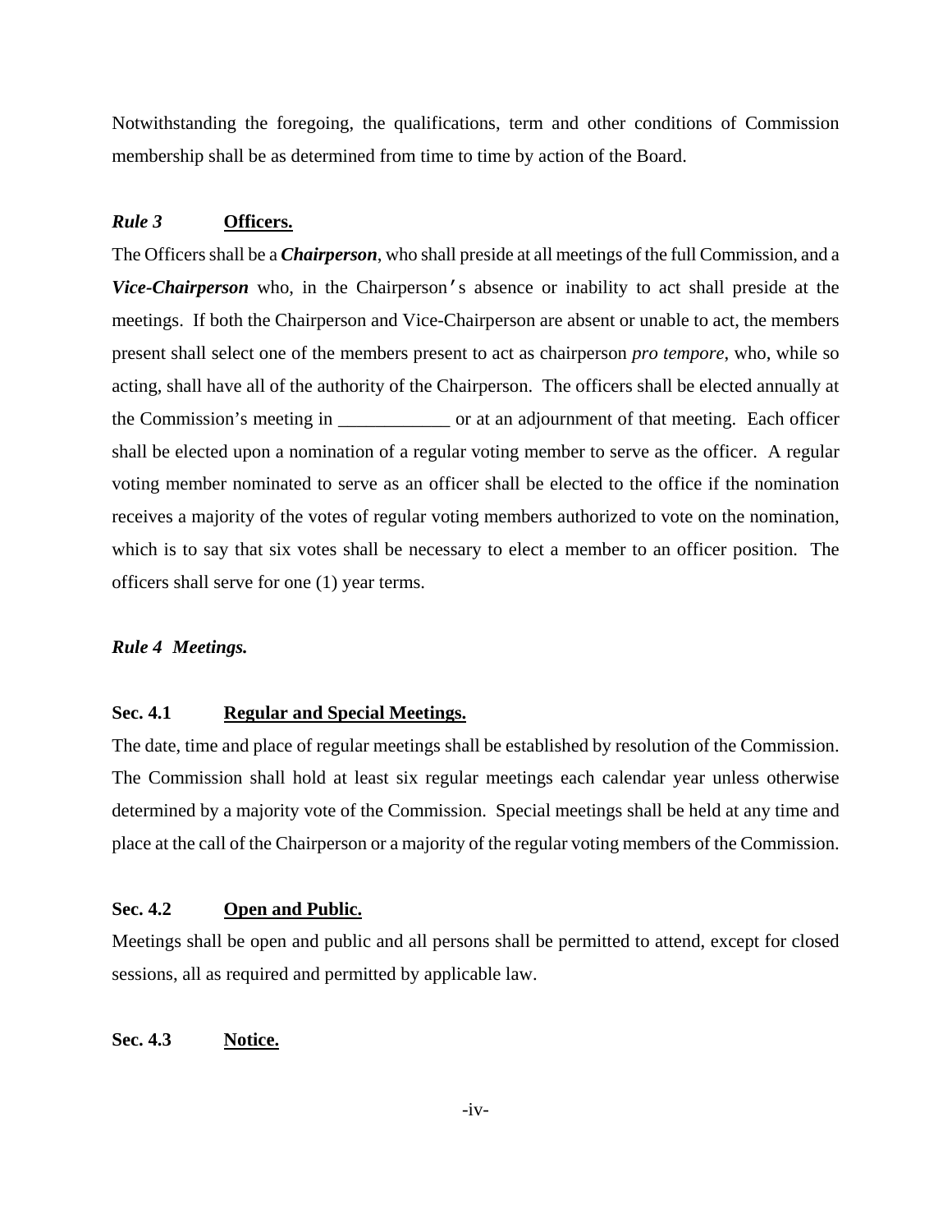Notwithstanding the foregoing, the qualifications, term and other conditions of Commission membership shall be as determined from time to time by action of the Board.

### *Rule 3* **Officers.**

The Officers shall be a ***Chairperson***, who shall preside at all meetings of the full Commission, and a ***Vice-Chairperson*** who, in the Chairperson's absence or inability to act shall preside at the meetings. If both the Chairperson and Vice-Chairperson are absent or unable to act, the members present shall select one of the members present to act as chairperson *pro tempore*, who, while so acting, shall have all of the authority of the Chairperson. The officers shall be elected annually at the Commission's meeting in ____________ or at an adjournment of that meeting. Each officer shall be elected upon a nomination of a regular voting member to serve as the officer. A regular voting member nominated to serve as an officer shall be elected to the office if the nomination receives a majority of the votes of regular voting members authorized to vote on the nomination, which is to say that six votes shall be necessary to elect a member to an officer position. The officers shall serve for one (1) year terms.

### *Rule 4 Meetings.*

#### **Sec. 4.1** **Regular and Special Meetings.**

The date, time and place of regular meetings shall be established by resolution of the Commission. The Commission shall hold at least six regular meetings each calendar year unless otherwise determined by a majority vote of the Commission. Special meetings shall be held at any time and place at the call of the Chairperson or a majority of the regular voting members of the Commission.

#### **Sec. 4.2** **Open and Public.**

Meetings shall be open and public and all persons shall be permitted to attend, except for closed sessions, all as required and permitted by applicable law.

#### **Sec. 4.3** **Notice.**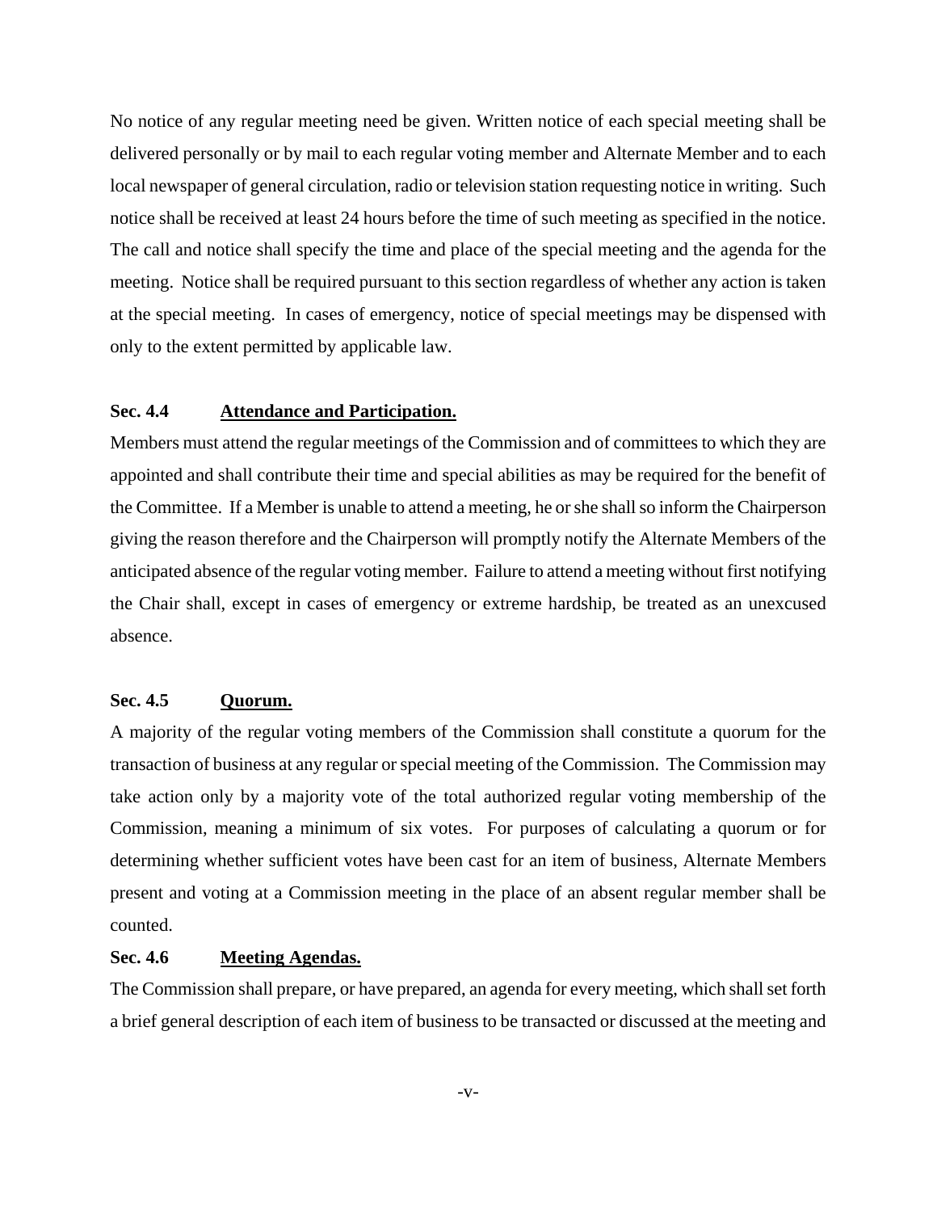No notice of any regular meeting need be given. Written notice of each special meeting shall be delivered personally or by mail to each regular voting member and Alternate Member and to each local newspaper of general circulation, radio or television station requesting notice in writing. Such notice shall be received at least 24 hours before the time of such meeting as specified in the notice. The call and notice shall specify the time and place of the special meeting and the agenda for the meeting. Notice shall be required pursuant to this section regardless of whether any action is taken at the special meeting. In cases of emergency, notice of special meetings may be dispensed with only to the extent permitted by applicable law.

**Sec. 4.4 Attendance and Participation.**

Members must attend the regular meetings of the Commission and of committees to which they are appointed and shall contribute their time and special abilities as may be required for the benefit of the Committee. If a Member is unable to attend a meeting, he or she shall so inform the Chairperson giving the reason therefore and the Chairperson will promptly notify the Alternate Members of the anticipated absence of the regular voting member. Failure to attend a meeting without first notifying the Chair shall, except in cases of emergency or extreme hardship, be treated as an unexcused absence.

**Sec. 4.5 Quorum.**

A majority of the regular voting members of the Commission shall constitute a quorum for the transaction of business at any regular or special meeting of the Commission. The Commission may take action only by a majority vote of the total authorized regular voting membership of the Commission, meaning a minimum of six votes. For purposes of calculating a quorum or for determining whether sufficient votes have been cast for an item of business, Alternate Members present and voting at a Commission meeting in the place of an absent regular member shall be counted.

**Sec. 4.6 Meeting Agendas.**

The Commission shall prepare, or have prepared, an agenda for every meeting, which shall set forth a brief general description of each item of business to be transacted or discussed at the meeting and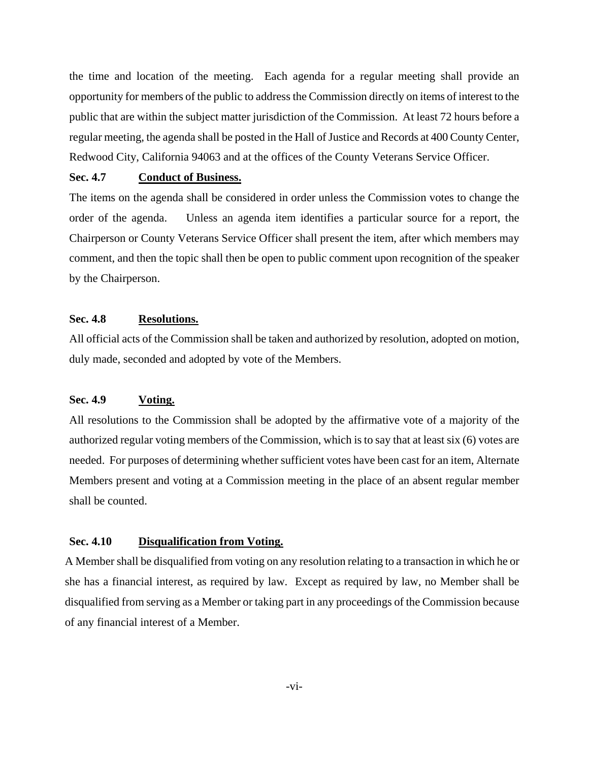the time and location of the meeting. Each agenda for a regular meeting shall provide an opportunity for members of the public to address the Commission directly on items of interest to the public that are within the subject matter jurisdiction of the Commission. At least 72 hours before a regular meeting, the agenda shall be posted in the Hall of Justice and Records at 400 County Center, Redwood City, California 94063 and at the offices of the County Veterans Service Officer.

**Sec. 4.7 <u>Conduct of Business.</u>**

The items on the agenda shall be considered in order unless the Commission votes to change the order of the agenda. Unless an agenda item identifies a particular source for a report, the Chairperson or County Veterans Service Officer shall present the item, after which members may comment, and then the topic shall then be open to public comment upon recognition of the speaker by the Chairperson.

**Sec. 4.8 <u>Resolutions.</u>**

All official acts of the Commission shall be taken and authorized by resolution, adopted on motion, duly made, seconded and adopted by vote of the Members.

**Sec. 4.9 <u>Voting.</u>**

All resolutions to the Commission shall be adopted by the affirmative vote of a majority of the authorized regular voting members of the Commission, which is to say that at least six (6) votes are needed. For purposes of determining whether sufficient votes have been cast for an item, Alternate Members present and voting at a Commission meeting in the place of an absent regular member shall be counted.

**Sec. 4.10 <u>Disqualification from Voting.</u>**

A Member shall be disqualified from voting on any resolution relating to a transaction in which he or she has a financial interest, as required by law. Except as required by law, no Member shall be disqualified from serving as a Member or taking part in any proceedings of the Commission because of any financial interest of a Member.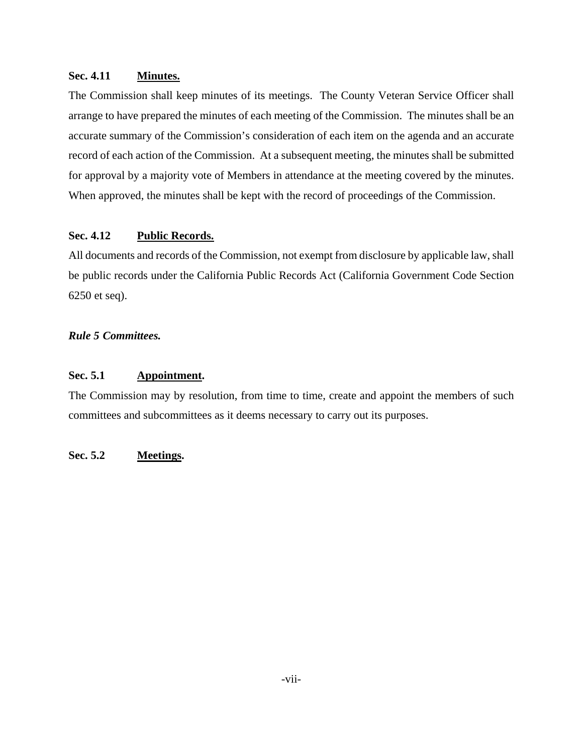**Sec. 4.11 Minutes.**

The Commission shall keep minutes of its meetings. The County Veteran Service Officer shall arrange to have prepared the minutes of each meeting of the Commission. The minutes shall be an accurate summary of the Commission's consideration of each item on the agenda and an accurate record of each action of the Commission. At a subsequent meeting, the minutes shall be submitted for approval by a majority vote of Members in attendance at the meeting covered by the minutes. When approved, the minutes shall be kept with the record of proceedings of the Commission.

**Sec. 4.12 Public Records.**

All documents and records of the Commission, not exempt from disclosure by applicable law, shall be public records under the California Public Records Act (California Government Code Section 6250 et seq).

***Rule 5 Committees.***

**Sec. 5.1 Appointment.**

The Commission may by resolution, from time to time, create and appoint the members of such committees and subcommittees as it deems necessary to carry out its purposes.

**Sec. 5.2 Meetings.**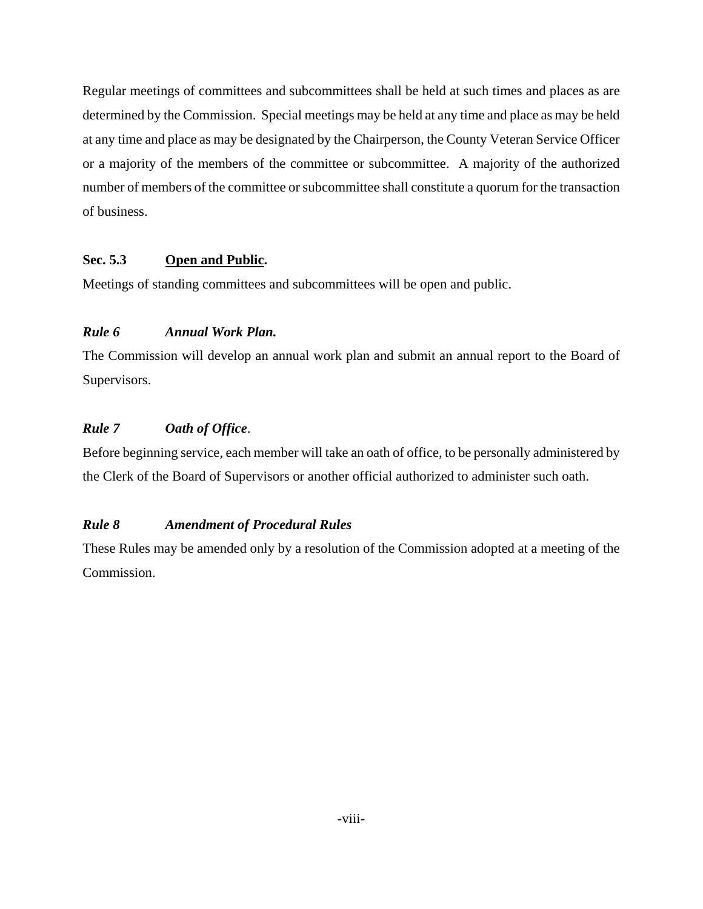Regular meetings of committees and subcommittees shall be held at such times and places as are determined by the Commission. Special meetings may be held at any time and place as may be held at any time and place as may be designated by the Chairperson, the County Veteran Service Officer or a majority of the members of the committee or subcommittee. A majority of the authorized number of members of the committee or subcommittee shall constitute a quorum for the transaction of business.

**Sec. 5.3** **<u>Open and Public</u>.**

Meetings of standing committees and subcommittees will be open and public.

***Rule 6*** ***Annual Work Plan.***

The Commission will develop an annual work plan and submit an annual report to the Board of Supervisors.

***Rule 7*** ***Oath of Office***.

Before beginning service, each member will take an oath of office, to be personally administered by the Clerk of the Board of Supervisors or another official authorized to administer such oath.

***Rule 8*** ***Amendment of Procedural Rules***

These Rules may be amended only by a resolution of the Commission adopted at a meeting of the Commission.